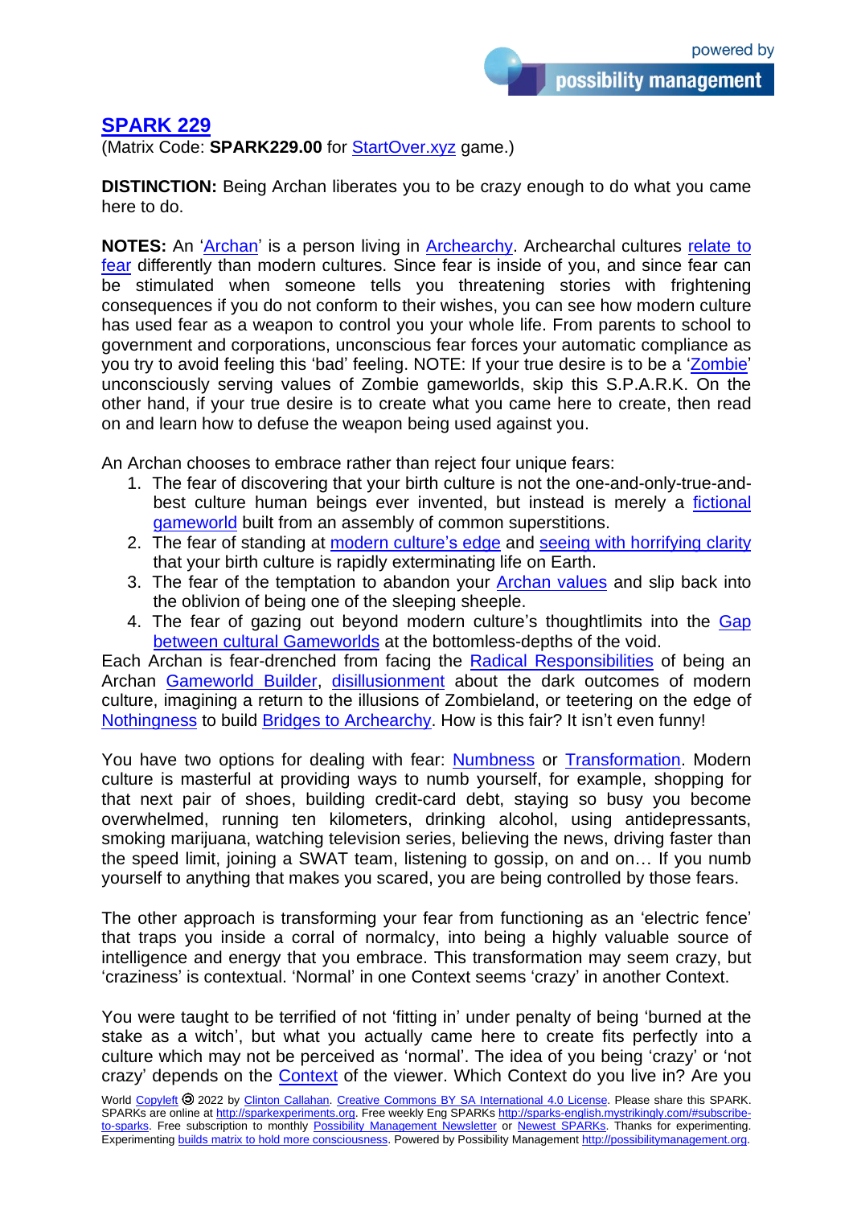# SPARK 229

(Matrix Code: **SPARK229.00** for StartOver.xyz game.)

**DISTINCTION:** Being Archan liberates you to be crazy enough to do what you came here to do.

**NOTES:** An 'Archan' is a person living in Archearchy. Archearchal cultures relate to fear differently than modern cultures. Since fear is inside of you, and since fear can be stimulated when someone tells you threatening stories with frightening consequences if you do not conform to their wishes, you can see how modern culture has used fear as a weapon to control you your whole life. From parents to school to government and corporations, unconscious fear forces your automatic compliance as you try to avoid feeling this 'bad' feeling. NOTE: If your true desire is to be a 'Zombie' unconsciously serving values of Zombie gameworlds, skip this S.P.A.R.K. On the other hand, if your true desire is to create what you came here to create, then read on and learn how to defuse the weapon being used against you.

An Archan chooses to embrace rather than reject four unique fears:

1. The fear of discovering that your birth culture is not the one-and-only-true-and-best culture human beings ever invented, but instead is merely a fictional gameworld built from an assembly of common superstitions.
2. The fear of standing at modern culture's edge and seeing with horrifying clarity that your birth culture is rapidly exterminating life on Earth.
3. The fear of the temptation to abandon your Archan values and slip back into the oblivion of being one of the sleeping sheeple.
4. The fear of gazing out beyond modern culture's thoughtlimits into the Gap between cultural Gameworlds at the bottomless-depths of the void.

Each Archan is fear-drenched from facing the Radical Responsibilities of being an Archan Gameworld Builder, disillusionment about the dark outcomes of modern culture, imagining a return to the illusions of Zombieland, or teetering on the edge of Nothingness to build Bridges to Archearchy. How is this fair? It isn't even funny!

You have two options for dealing with fear: Numbness or Transformation. Modern culture is masterful at providing ways to numb yourself, for example, shopping for that next pair of shoes, building credit-card debt, staying so busy you become overwhelmed, running ten kilometers, drinking alcohol, using antidepressants, smoking marijuana, watching television series, believing the news, driving faster than the speed limit, joining a SWAT team, listening to gossip, on and on… If you numb yourself to anything that makes you scared, you are being controlled by those fears.

The other approach is transforming your fear from functioning as an 'electric fence' that traps you inside a corral of normalcy, into being a highly valuable source of intelligence and energy that you embrace. This transformation may seem crazy, but 'craziness' is contextual. 'Normal' in one Context seems 'crazy' in another Context.

You were taught to be terrified of not 'fitting in' under penalty of being 'burned at the stake as a witch', but what you actually came here to create fits perfectly into a culture which may not be perceived as 'normal'. The idea of you being 'crazy' or 'not crazy' depends on the Context of the viewer. Which Context do you live in? Are you

World Copyleft 🄯 2022 by Clinton Callahan. Creative Commons BY SA International 4.0 License. Please share this SPARK. SPARKs are online at http://sparkexperiments.org. Free weekly Eng SPARKs http://sparks-english.mystrikingly.com/#subscribe-to-sparks. Free subscription to monthly Possibility Management Newsletter or Newest SPARKs. Thanks for experimenting. Experimenting builds matrix to hold more consciousness. Powered by Possibility Management http://possibilitymanagement.org.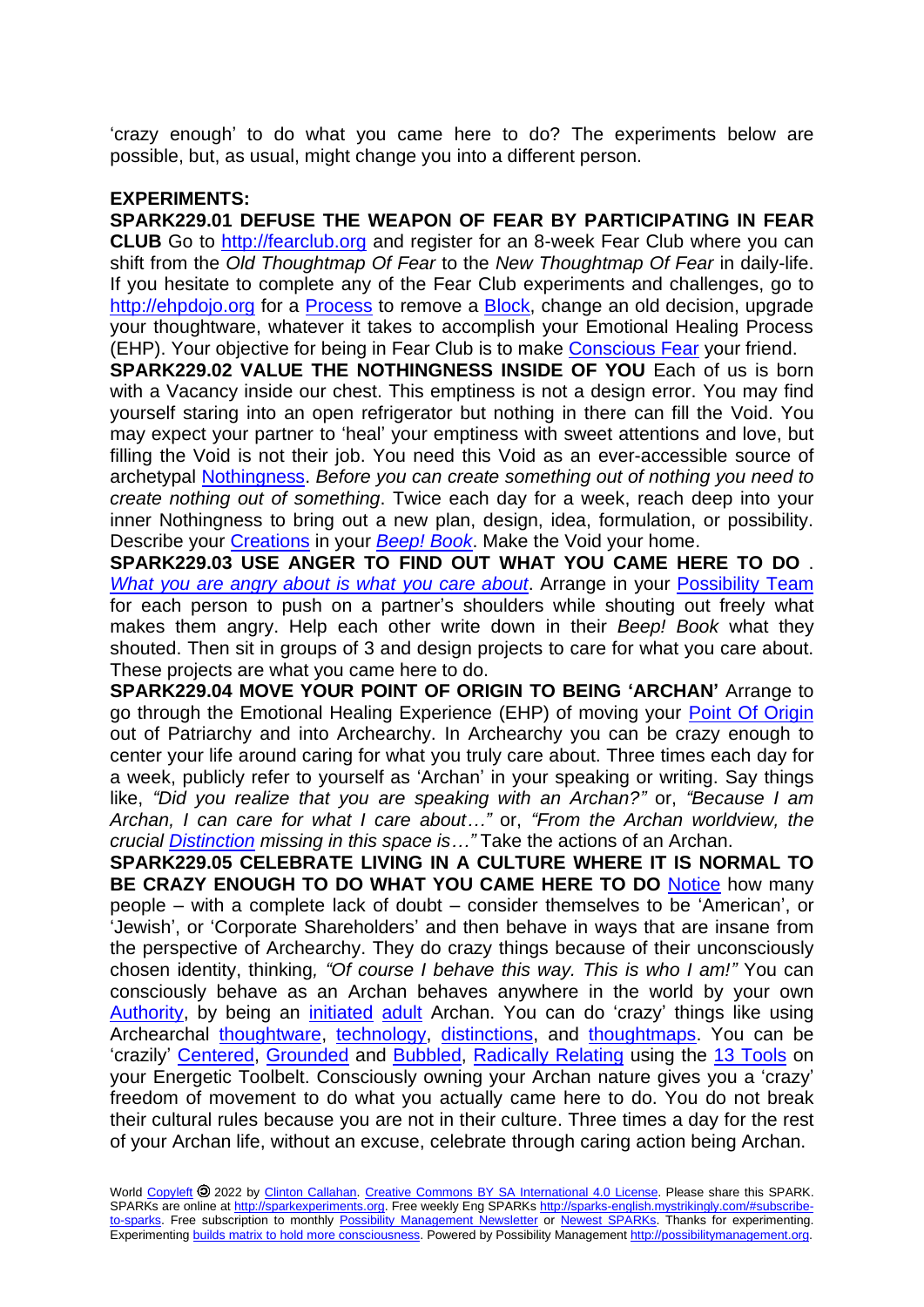'crazy enough' to do what you came here to do? The experiments below are possible, but, as usual, might change you into a different person.

**EXPERIMENTS:**

**SPARK229.01 DEFUSE THE WEAPON OF FEAR BY PARTICIPATING IN FEAR CLUB** Go to http://fearclub.org and register for an 8-week Fear Club where you can shift from the *Old Thoughtmap Of Fear* to the *New Thoughtmap Of Fear* in daily-life. If you hesitate to complete any of the Fear Club experiments and challenges, go to http://ehpdojo.org for a Process to remove a Block, change an old decision, upgrade your thoughtware, whatever it takes to accomplish your Emotional Healing Process (EHP). Your objective for being in Fear Club is to make Conscious Fear your friend.

**SPARK229.02 VALUE THE NOTHINGNESS INSIDE OF YOU** Each of us is born with a Vacancy inside our chest. This emptiness is not a design error. You may find yourself staring into an open refrigerator but nothing in there can fill the Void. You may expect your partner to 'heal' your emptiness with sweet attentions and love, but filling the Void is not their job. You need this Void as an ever-accessible source of archetypal Nothingness. *Before you can create something out of nothing you need to create nothing out of something*. Twice each day for a week, reach deep into your inner Nothingness to bring out a new plan, design, idea, formulation, or possibility. Describe your Creations in your *Beep! Book*. Make the Void your home.

**SPARK229.03 USE ANGER TO FIND OUT WHAT YOU CAME HERE TO DO** . *What you are angry about is what you care about*. Arrange in your Possibility Team for each person to push on a partner's shoulders while shouting out freely what makes them angry. Help each other write down in their *Beep! Book* what they shouted. Then sit in groups of 3 and design projects to care for what you care about. These projects are what you came here to do.

**SPARK229.04 MOVE YOUR POINT OF ORIGIN TO BEING 'ARCHAN'** Arrange to go through the Emotional Healing Experience (EHP) of moving your Point Of Origin out of Patriarchy and into Archearchy. In Archearchy you can be crazy enough to center your life around caring for what you truly care about. Three times each day for a week, publicly refer to yourself as 'Archan' in your speaking or writing. Say things like, *"Did you realize that you are speaking with an Archan?"* or, *"Because I am Archan, I can care for what I care about…"* or, *"From the Archan worldview, the crucial Distinction missing in this space is…"* Take the actions of an Archan.

**SPARK229.05 CELEBRATE LIVING IN A CULTURE WHERE IT IS NORMAL TO BE CRAZY ENOUGH TO DO WHAT YOU CAME HERE TO DO** Notice how many people – with a complete lack of doubt – consider themselves to be 'American', or 'Jewish', or 'Corporate Shareholders' and then behave in ways that are insane from the perspective of Archearchy. They do crazy things because of their unconsciously chosen identity, thinking*, "Of course I behave this way. This is who I am!"* You can consciously behave as an Archan behaves anywhere in the world by your own Authority, by being an initiated adult Archan. You can do 'crazy' things like using Archearchal thoughtware, technology, distinctions, and thoughtmaps. You can be 'crazily' Centered, Grounded and Bubbled, Radically Relating using the 13 Tools on your Energetic Toolbelt. Consciously owning your Archan nature gives you a 'crazy' freedom of movement to do what you actually came here to do. You do not break their cultural rules because you are not in their culture. Three times a day for the rest of your Archan life, without an excuse, celebrate through caring action being Archan.

World Copyleft 🄯 2022 by Clinton Callahan. Creative Commons BY SA International 4.0 License. Please share this SPARK. SPARKs are online at http://sparkexperiments.org. Free weekly Eng SPARKs http://sparks-english.mystrikingly.com/#subscribe-to-sparks. Free subscription to monthly Possibility Management Newsletter or Newest SPARKs. Thanks for experimenting. Experimenting builds matrix to hold more consciousness. Powered by Possibility Management http://possibilitymanagement.org.